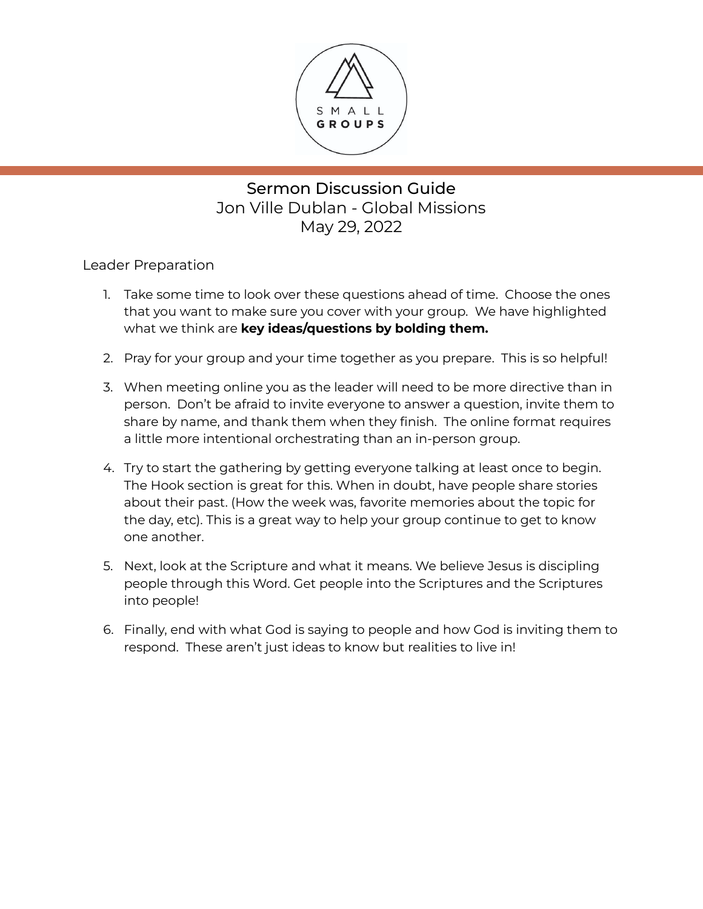# Sermon Discussion Guide
Jon Ville Dublan - Global Missions
May 29, 2022

Leader Preparation

1. Take some time to look over these questions ahead of time. Choose the ones that you want to make sure you cover with your group. We have highlighted what we think are **key ideas/questions by bolding them.**
2. Pray for your group and your time together as you prepare. This is so helpful!
3. When meeting online you as the leader will need to be more directive than in person. Don't be afraid to invite everyone to answer a question, invite them to share by name, and thank them when they finish. The online format requires a little more intentional orchestrating than an in-person group.
4. Try to start the gathering by getting everyone talking at least once to begin. The Hook section is great for this. When in doubt, have people share stories about their past. (How the week was, favorite memories about the topic for the day, etc). This is a great way to help your group continue to get to know one another.
5. Next, look at the Scripture and what it means. We believe Jesus is discipling people through this Word. Get people into the Scriptures and the Scriptures into people!
6. Finally, end with what God is saying to people and how God is inviting them to respond. These aren't just ideas to know but realities to live in!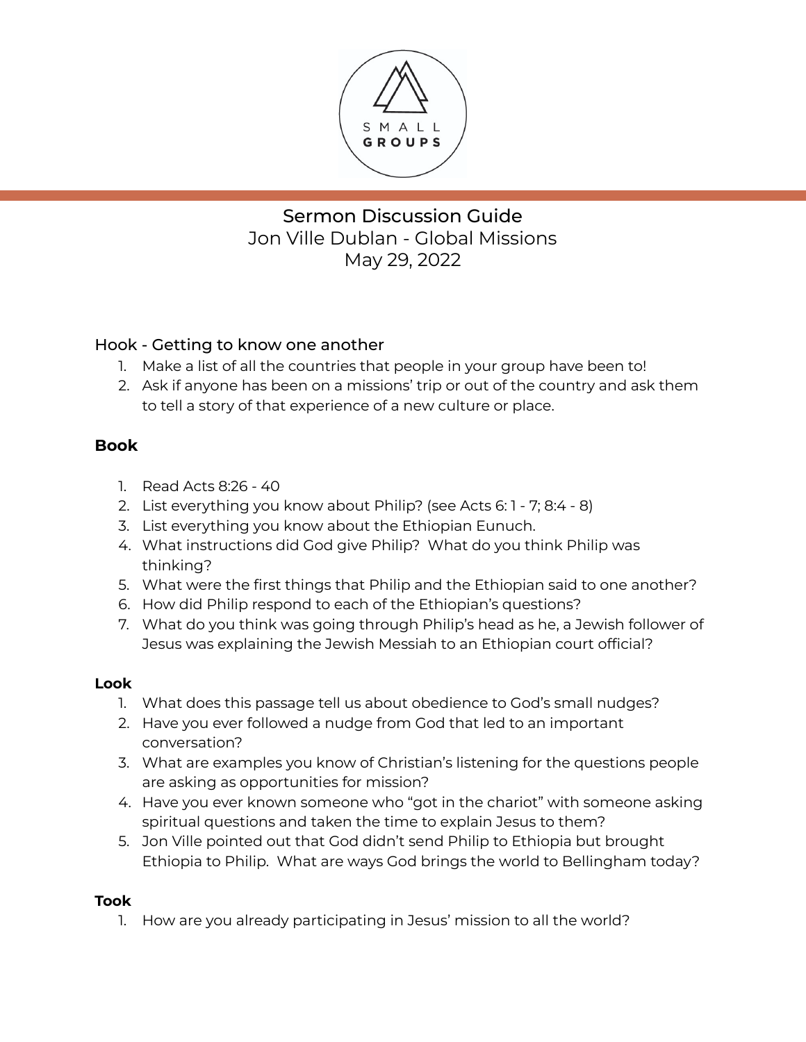SMALL GROUPS

# Sermon Discussion Guide
Jon Ville Dublan - Global Missions
May 29, 2022

## Hook - Getting to know one another

1. Make a list of all the countries that people in your group have been to!
2. Ask if anyone has been on a missions' trip or out of the country and ask them to tell a story of that experience of a new culture or place.

## **Book**

1. Read Acts 8:26 - 40
2. List everything you know about Philip? (see Acts 6: 1 - 7; 8:4 - 8)
3. List everything you know about the Ethiopian Eunuch.
4. What instructions did God give Philip? What do you think Philip was thinking?
5. What were the first things that Philip and the Ethiopian said to one another?
6. How did Philip respond to each of the Ethiopian's questions?
7. What do you think was going through Philip's head as he, a Jewish follower of Jesus was explaining the Jewish Messiah to an Ethiopian court official?

## **Look**

1. What does this passage tell us about obedience to God's small nudges?
2. Have you ever followed a nudge from God that led to an important conversation?
3. What are examples you know of Christian's listening for the questions people are asking as opportunities for mission?
4. Have you ever known someone who "got in the chariot" with someone asking spiritual questions and taken the time to explain Jesus to them?
5. Jon Ville pointed out that God didn't send Philip to Ethiopia but brought Ethiopia to Philip. What are ways God brings the world to Bellingham today?

## **Took**

1. How are you already participating in Jesus' mission to all the world?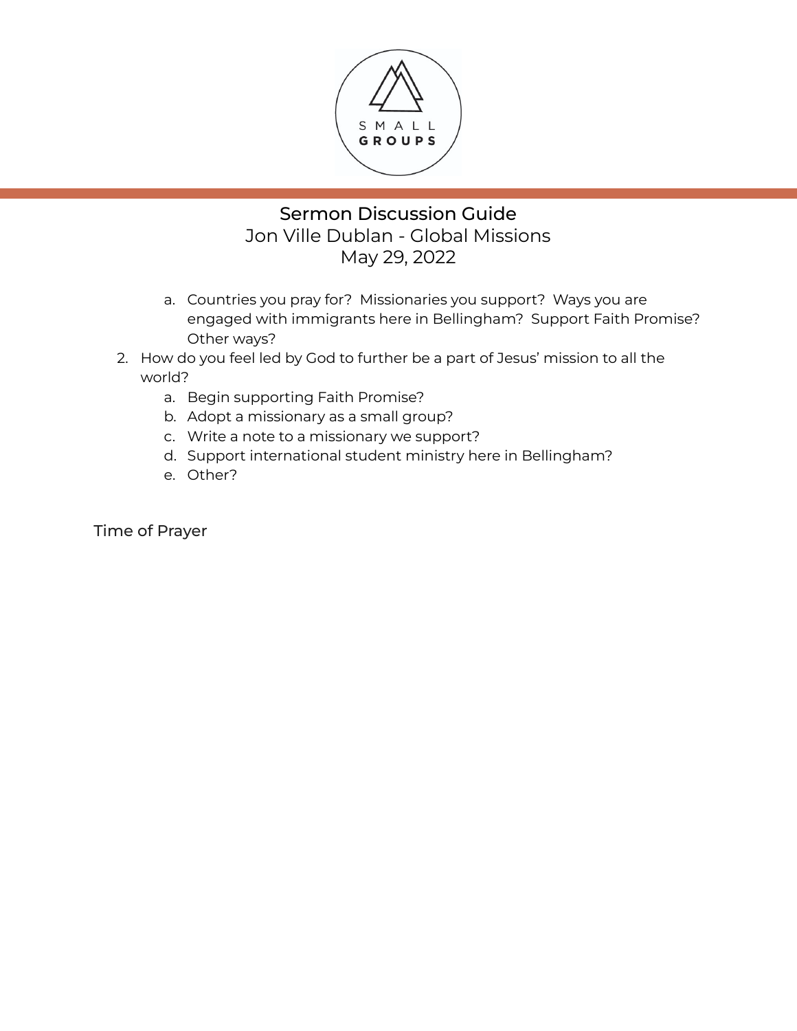SMALL GROUPS

# Sermon Discussion Guide

Jon Ville Dublan - Global Missions

May 29, 2022

   a. Countries you pray for? Missionaries you support? Ways you are engaged with immigrants here in Bellingham? Support Faith Promise? Other ways?

2. How do you feel led by God to further be a part of Jesus' mission to all the world?
   a. Begin supporting Faith Promise?
   b. Adopt a missionary as a small group?
   c. Write a note to a missionary we support?
   d. Support international student ministry here in Bellingham?
   e. Other?

Time of Prayer